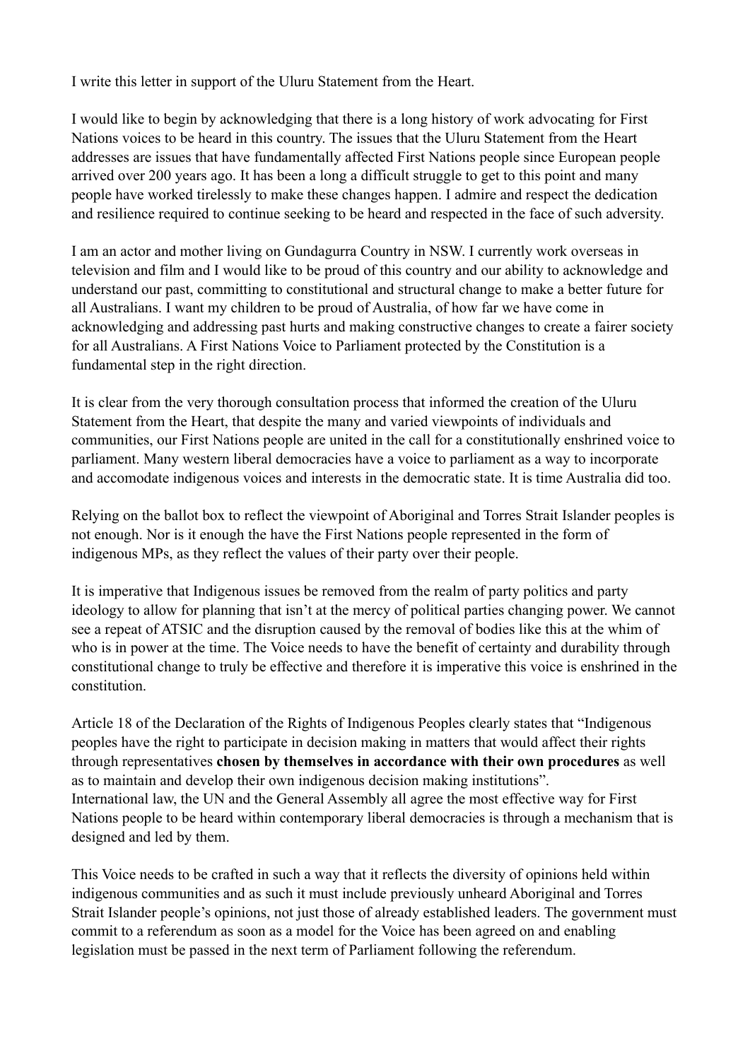I write this letter in support of the Uluru Statement from the Heart.

I would like to begin by acknowledging that there is a long history of work advocating for First Nations voices to be heard in this country. The issues that the Uluru Statement from the Heart addresses are issues that have fundamentally affected First Nations people since European people arrived over 200 years ago. It has been a long a difficult struggle to get to this point and many people have worked tirelessly to make these changes happen. I admire and respect the dedication and resilience required to continue seeking to be heard and respected in the face of such adversity.

I am an actor and mother living on Gundagurra Country in NSW. I currently work overseas in television and film and I would like to be proud of this country and our ability to acknowledge and understand our past, committing to constitutional and structural change to make a better future for all Australians. I want my children to be proud of Australia, of how far we have come in acknowledging and addressing past hurts and making constructive changes to create a fairer society for all Australians. A First Nations Voice to Parliament protected by the Constitution is a fundamental step in the right direction.

It is clear from the very thorough consultation process that informed the creation of the Uluru Statement from the Heart, that despite the many and varied viewpoints of individuals and communities, our First Nations people are united in the call for a constitutionally enshrined voice to parliament. Many western liberal democracies have a voice to parliament as a way to incorporate and accomodate indigenous voices and interests in the democratic state. It is time Australia did too.

Relying on the ballot box to reflect the viewpoint of Aboriginal and Torres Strait Islander peoples is not enough. Nor is it enough the have the First Nations people represented in the form of indigenous MPs, as they reflect the values of their party over their people.

It is imperative that Indigenous issues be removed from the realm of party politics and party ideology to allow for planning that isn't at the mercy of political parties changing power. We cannot see a repeat of ATSIC and the disruption caused by the removal of bodies like this at the whim of who is in power at the time. The Voice needs to have the benefit of certainty and durability through constitutional change to truly be effective and therefore it is imperative this voice is enshrined in the constitution.

Article 18 of the Declaration of the Rights of Indigenous Peoples clearly states that "Indigenous peoples have the right to participate in decision making in matters that would affect their rights through representatives **chosen by themselves in accordance with their own procedures** as well as to maintain and develop their own indigenous decision making institutions".
International law, the UN and the General Assembly all agree the most effective way for First Nations people to be heard within contemporary liberal democracies is through a mechanism that is designed and led by them.

This Voice needs to be crafted in such a way that it reflects the diversity of opinions held within indigenous communities and as such it must include previously unheard Aboriginal and Torres Strait Islander people's opinions, not just those of already established leaders. The government must commit to a referendum as soon as a model for the Voice has been agreed on and enabling legislation must be passed in the next term of Parliament following the referendum.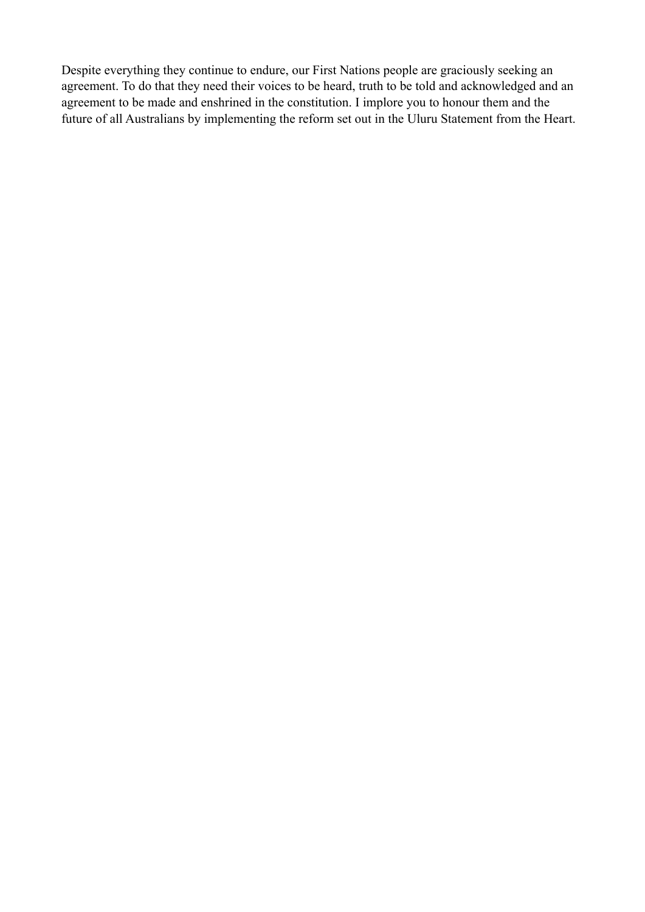Despite everything they continue to endure, our First Nations people are graciously seeking an agreement. To do that they need their voices to be heard, truth to be told and acknowledged and an agreement to be made and enshrined in the constitution. I implore you to honour them and the future of all Australians by implementing the reform set out in the Uluru Statement from the Heart.